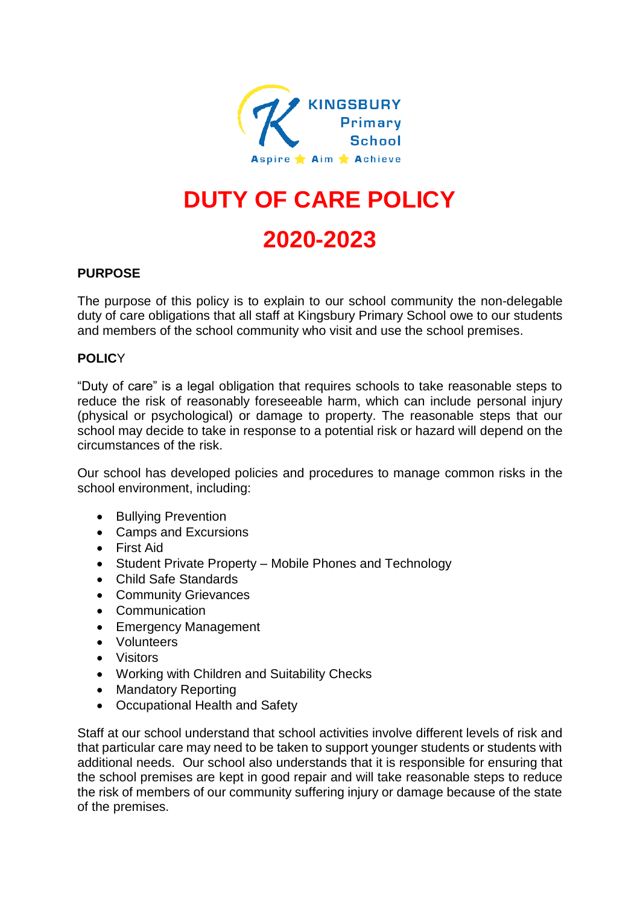KINGSBURY Primary School

Aspire ⭐ Aim ⭐ Achieve

# DUTY OF CARE POLICY

# 2020-2023

**PURPOSE**

The purpose of this policy is to explain to our school community the non-delegable duty of care obligations that all staff at Kingsbury Primary School owe to our students and members of the school community who visit and use the school premises.

**POLICY**

"Duty of care" is a legal obligation that requires schools to take reasonable steps to reduce the risk of reasonably foreseeable harm, which can include personal injury (physical or psychological) or damage to property. The reasonable steps that our school may decide to take in response to a potential risk or hazard will depend on the circumstances of the risk.

Our school has developed policies and procedures to manage common risks in the school environment, including:

- Bullying Prevention
- Camps and Excursions
- First Aid
- Student Private Property – Mobile Phones and Technology
- Child Safe Standards
- Community Grievances
- Communication
- Emergency Management
- Volunteers
- Visitors
- Working with Children and Suitability Checks
- Mandatory Reporting
- Occupational Health and Safety

Staff at our school understand that school activities involve different levels of risk and that particular care may need to be taken to support younger students or students with additional needs. Our school also understands that it is responsible for ensuring that the school premises are kept in good repair and will take reasonable steps to reduce the risk of members of our community suffering injury or damage because of the state of the premises.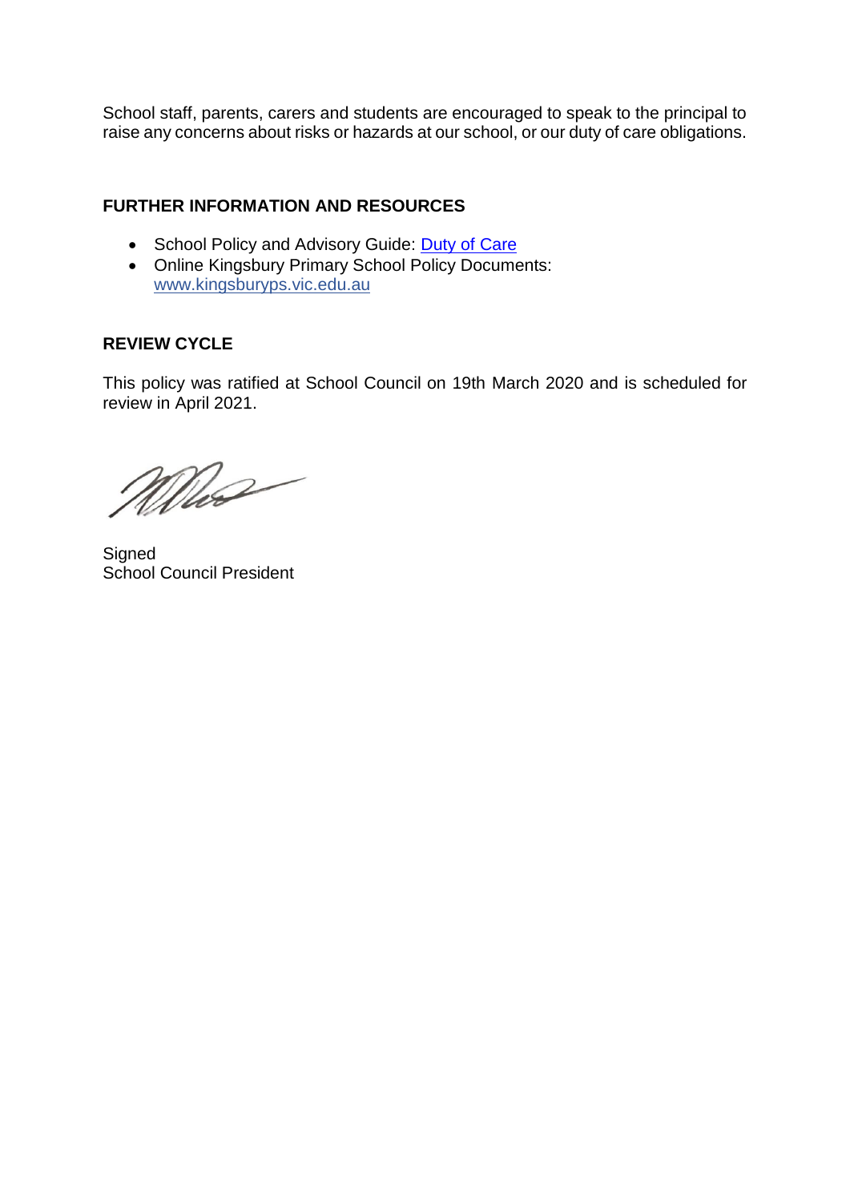School staff, parents, carers and students are encouraged to speak to the principal to raise any concerns about risks or hazards at our school, or our duty of care obligations.

## FURTHER INFORMATION AND RESOURCES

- School Policy and Advisory Guide: Duty of Care
- Online Kingsbury Primary School Policy Documents: www.kingsburyps.vic.edu.au

## REVIEW CYCLE

This policy was ratified at School Council on 19th March 2020 and is scheduled for review in April 2021.

Signed
School Council President